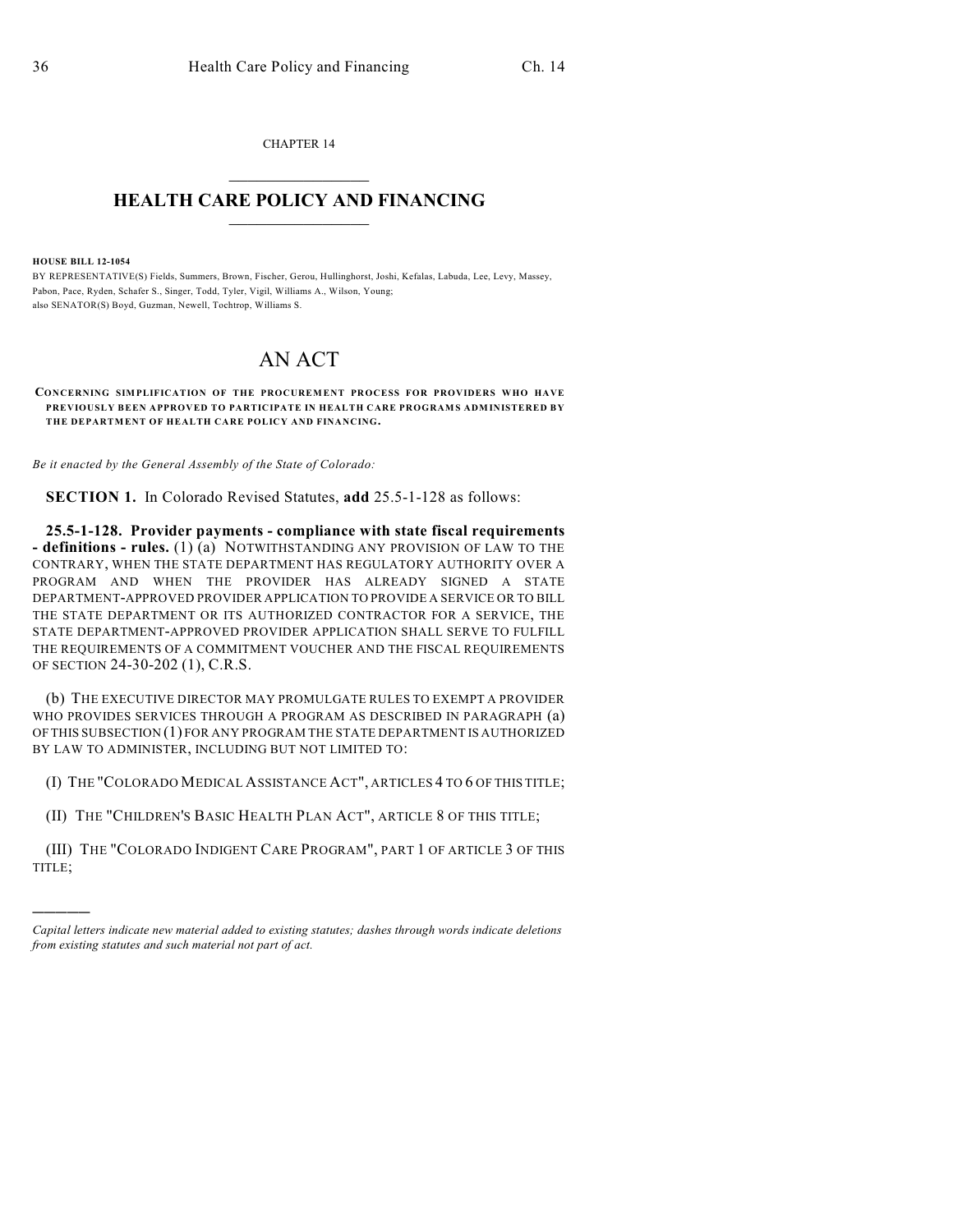CHAPTER 14

# HEALTH CARE POLICY AND FINANCING

**HOUSE BILL 12-1054**

BY REPRESENTATIVE(S) Fields, Summers, Brown, Fischer, Gerou, Hullinghorst, Joshi, Kefalas, Labuda, Lee, Levy, Massey, Pabon, Pace, Ryden, Schafer S., Singer, Todd, Tyler, Vigil, Williams A., Wilson, Young;
also SENATOR(S) Boyd, Guzman, Newell, Tochtrop, Williams S.

# AN ACT

**CONCERNING SIMPLIFICATION OF THE PROCUREMENT PROCESS FOR PROVIDERS WHO HAVE PREVIOUSLY BEEN APPROVED TO PARTICIPATE IN HEALTH CARE PROGRAMS ADMINISTERED BY THE DEPARTMENT OF HEALTH CARE POLICY AND FINANCING.**

*Be it enacted by the General Assembly of the State of Colorado:*

**SECTION 1.** In Colorado Revised Statutes, **add** 25.5-1-128 as follows:

**25.5-1-128. Provider payments - compliance with state fiscal requirements - definitions - rules.** (1) (a) NOTWITHSTANDING ANY PROVISION OF LAW TO THE CONTRARY, WHEN THE STATE DEPARTMENT HAS REGULATORY AUTHORITY OVER A PROGRAM AND WHEN THE PROVIDER HAS ALREADY SIGNED A STATE DEPARTMENT-APPROVED PROVIDER APPLICATION TO PROVIDE A SERVICE OR TO BILL THE STATE DEPARTMENT OR ITS AUTHORIZED CONTRACTOR FOR A SERVICE, THE STATE DEPARTMENT-APPROVED PROVIDER APPLICATION SHALL SERVE TO FULFILL THE REQUIREMENTS OF A COMMITMENT VOUCHER AND THE FISCAL REQUIREMENTS OF SECTION 24-30-202 (1), C.R.S.

(b) THE EXECUTIVE DIRECTOR MAY PROMULGATE RULES TO EXEMPT A PROVIDER WHO PROVIDES SERVICES THROUGH A PROGRAM AS DESCRIBED IN PARAGRAPH (a) OF THIS SUBSECTION (1) FOR ANY PROGRAM THE STATE DEPARTMENT IS AUTHORIZED BY LAW TO ADMINISTER, INCLUDING BUT NOT LIMITED TO:

(I) THE "COLORADO MEDICAL ASSISTANCE ACT", ARTICLES 4 TO 6 OF THIS TITLE;

(II) THE "CHILDREN'S BASIC HEALTH PLAN ACT", ARTICLE 8 OF THIS TITLE;

(III) THE "COLORADO INDIGENT CARE PROGRAM", PART 1 OF ARTICLE 3 OF THIS TITLE;

---

*Capital letters indicate new material added to existing statutes; dashes through words indicate deletions from existing statutes and such material not part of act.*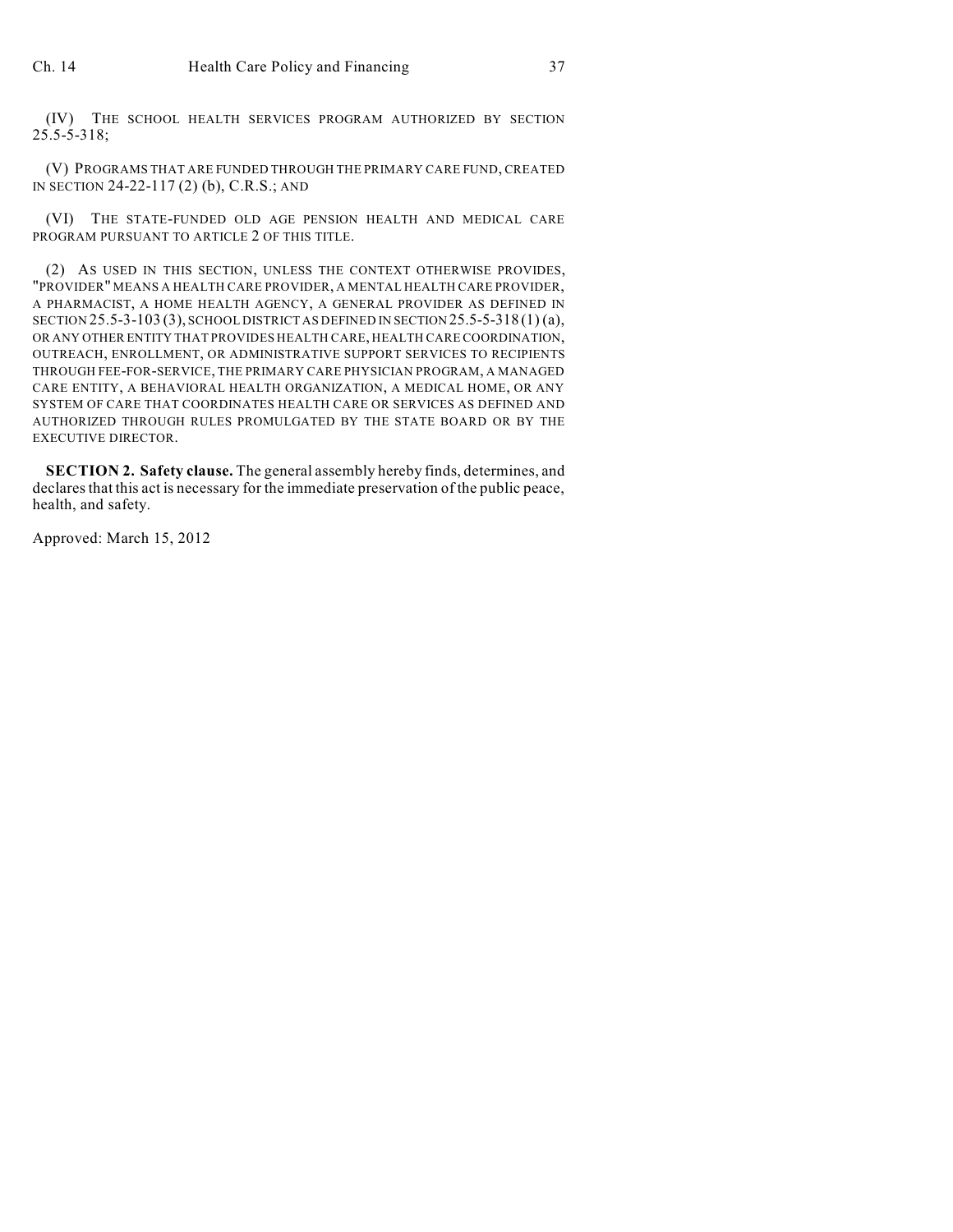(IV) THE SCHOOL HEALTH SERVICES PROGRAM AUTHORIZED BY SECTION 25.5-5-318;

(V) PROGRAMS THAT ARE FUNDED THROUGH THE PRIMARY CARE FUND, CREATED IN SECTION 24-22-117 (2) (b), C.R.S.; AND

(VI) THE STATE-FUNDED OLD AGE PENSION HEALTH AND MEDICAL CARE PROGRAM PURSUANT TO ARTICLE 2 OF THIS TITLE.

(2) AS USED IN THIS SECTION, UNLESS THE CONTEXT OTHERWISE PROVIDES, "PROVIDER" MEANS A HEALTH CARE PROVIDER, A MENTAL HEALTH CARE PROVIDER, A PHARMACIST, A HOME HEALTH AGENCY, A GENERAL PROVIDER AS DEFINED IN SECTION 25.5-3-103 (3), SCHOOL DISTRICT AS DEFINED IN SECTION 25.5-5-318 (1) (a), OR ANY OTHER ENTITY THAT PROVIDES HEALTH CARE, HEALTH CARE COORDINATION, OUTREACH, ENROLLMENT, OR ADMINISTRATIVE SUPPORT SERVICES TO RECIPIENTS THROUGH FEE-FOR-SERVICE, THE PRIMARY CARE PHYSICIAN PROGRAM, A MANAGED CARE ENTITY, A BEHAVIORAL HEALTH ORGANIZATION, A MEDICAL HOME, OR ANY SYSTEM OF CARE THAT COORDINATES HEALTH CARE OR SERVICES AS DEFINED AND AUTHORIZED THROUGH RULES PROMULGATED BY THE STATE BOARD OR BY THE EXECUTIVE DIRECTOR.

**SECTION 2. Safety clause.** The general assembly hereby finds, determines, and declares that this act is necessary for the immediate preservation of the public peace, health, and safety.

Approved: March 15, 2012